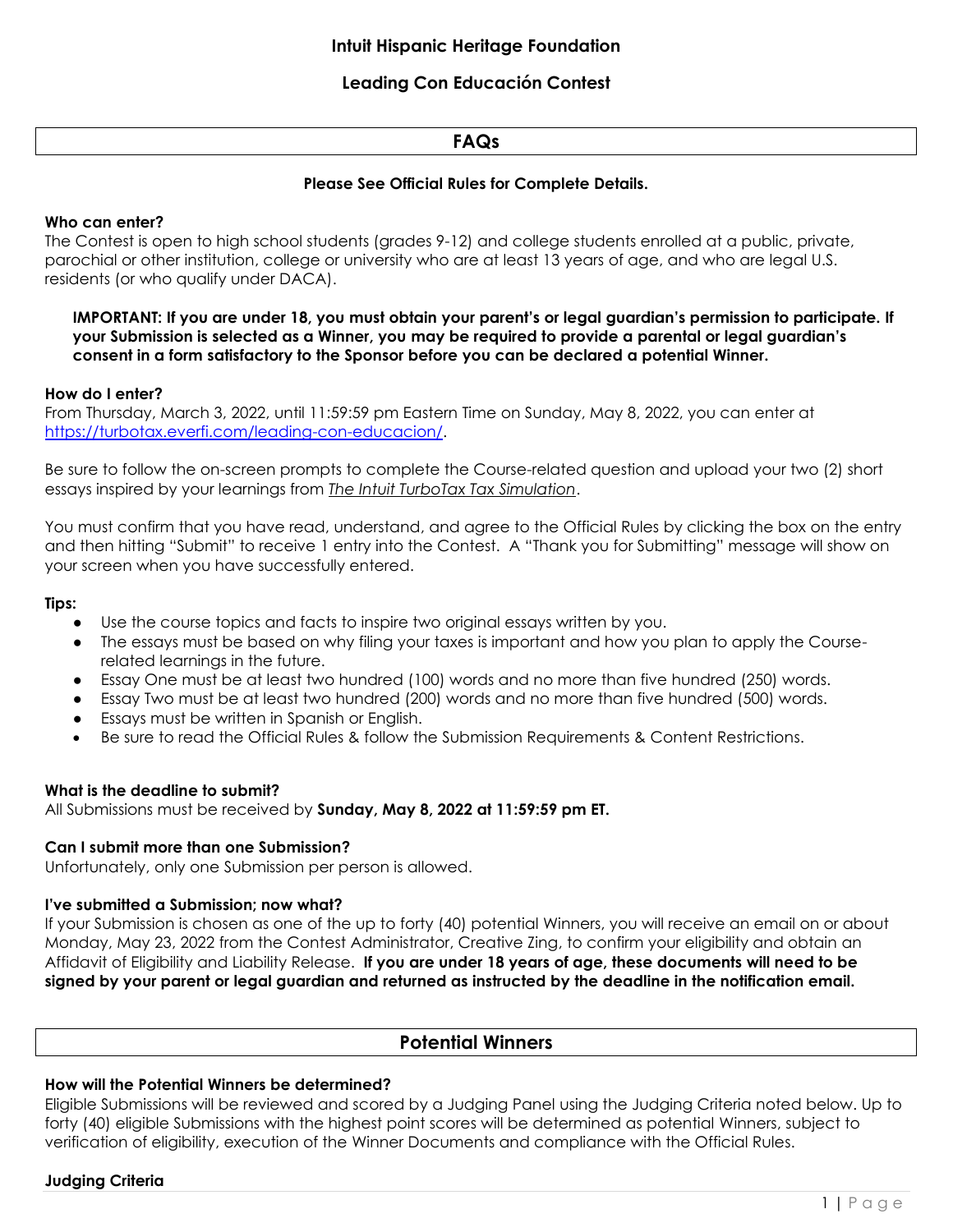**Intuit Hispanic Heritage Foundation**

**Leading Con Educación Contest**

## FAQs

**Please See Official Rules for Complete Details.**

**Who can enter?**

The Contest is open to high school students (grades 9-12) and college students enrolled at a public, private, parochial or other institution, college or university who are at least 13 years of age, and who are legal U.S. residents (or who qualify under DACA).

> **IMPORTANT: If you are under 18, you must obtain your parent's or legal guardian's permission to participate. If your Submission is selected as a Winner, you may be required to provide a parental or legal guardian's consent in a form satisfactory to the Sponsor before you can be declared a potential Winner.**

**How do I enter?**

From Thursday, March 3, 2022, until 11:59:59 pm Eastern Time on Sunday, May 8, 2022, you can enter at https://turbotax.everfi.com/leading-con-educacion/.

Be sure to follow the on-screen prompts to complete the Course-related question and upload your two (2) short essays inspired by your learnings from *The Intuit TurboTax Tax Simulation*.

You must confirm that you have read, understand, and agree to the Official Rules by clicking the box on the entry and then hitting "Submit" to receive 1 entry into the Contest. A "Thank you for Submitting" message will show on your screen when you have successfully entered.

**Tips:**

- Use the course topics and facts to inspire two original essays written by you.
- The essays must be based on why filing your taxes is important and how you plan to apply the Course-related learnings in the future.
- Essay One must be at least two hundred (100) words and no more than five hundred (250) words.
- Essay Two must be at least two hundred (200) words and no more than five hundred (500) words.
- Essays must be written in Spanish or English.
- Be sure to read the Official Rules & follow the Submission Requirements & Content Restrictions.

**What is the deadline to submit?**

All Submissions must be received by **Sunday, May 8, 2022 at 11:59:59 pm ET.**

**Can I submit more than one Submission?**

Unfortunately, only one Submission per person is allowed.

**I've submitted a Submission; now what?**

If your Submission is chosen as one of the up to forty (40) potential Winners, you will receive an email on or about Monday, May 23, 2022 from the Contest Administrator, Creative Zing, to confirm your eligibility and obtain an Affidavit of Eligibility and Liability Release. **If you are under 18 years of age, these documents will need to be signed by your parent or legal guardian and returned as instructed by the deadline in the notification email.**

## Potential Winners

**How will the Potential Winners be determined?**

Eligible Submissions will be reviewed and scored by a Judging Panel using the Judging Criteria noted below. Up to forty (40) eligible Submissions with the highest point scores will be determined as potential Winners, subject to verification of eligibility, execution of the Winner Documents and compliance with the Official Rules.

**Judging Criteria**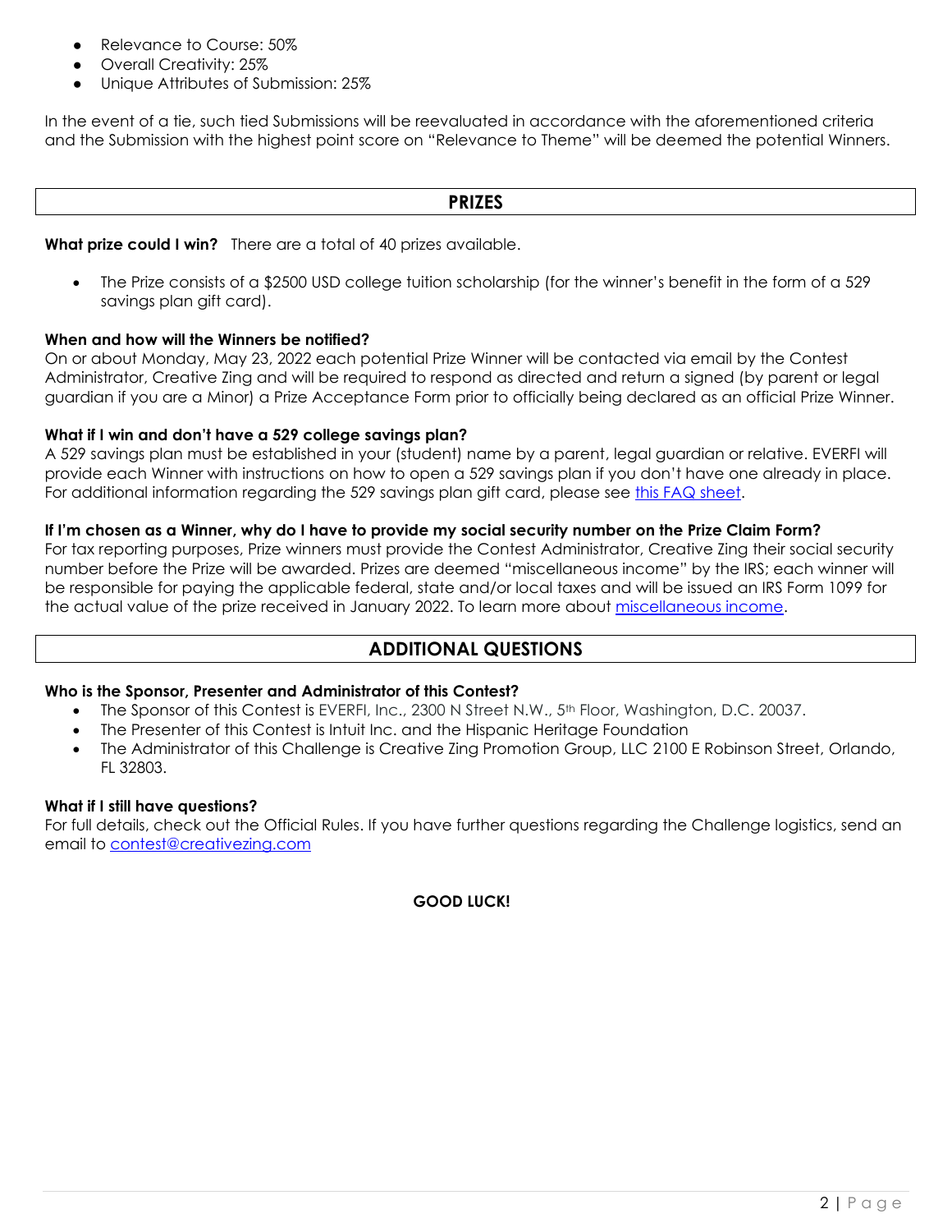- Relevance to Course: 50%
- Overall Creativity: 25%
- Unique Attributes of Submission: 25%

In the event of a tie, such tied Submissions will be reevaluated in accordance with the aforementioned criteria and the Submission with the highest point score on "Relevance to Theme" will be deemed the potential Winners.

## PRIZES

**What prize could I win?** There are a total of 40 prizes available.

- The Prize consists of a $2500 USD college tuition scholarship (for the winner's benefit in the form of a 529 savings plan gift card).

**When and how will the Winners be notified?**
On or about Monday, May 23, 2022 each potential Prize Winner will be contacted via email by the Contest Administrator, Creative Zing and will be required to respond as directed and return a signed (by parent or legal guardian if you are a Minor) a Prize Acceptance Form prior to officially being declared as an official Prize Winner.

**What if I win and don't have a 529 college savings plan?**
A 529 savings plan must be established in your (student) name by a parent, legal guardian or relative. EVERFI will provide each Winner with instructions on how to open a 529 savings plan if you don't have one already in place. For additional information regarding the 529 savings plan gift card, please see this FAQ sheet.

**If I'm chosen as a Winner, why do I have to provide my social security number on the Prize Claim Form?**
For tax reporting purposes, Prize winners must provide the Contest Administrator, Creative Zing their social security number before the Prize will be awarded. Prizes are deemed "miscellaneous income" by the IRS; each winner will be responsible for paying the applicable federal, state and/or local taxes and will be issued an IRS Form 1099 for the actual value of the prize received in January 2022. To learn more about miscellaneous income.

## ADDITIONAL QUESTIONS

**Who is the Sponsor, Presenter and Administrator of this Contest?**

- The Sponsor of this Contest is EVERFI, Inc., 2300 N Street N.W., 5th Floor, Washington, D.C. 20037.
- The Presenter of this Contest is Intuit Inc. and the Hispanic Heritage Foundation
- The Administrator of this Challenge is Creative Zing Promotion Group, LLC 2100 E Robinson Street, Orlando, FL 32803.

**What if I still have questions?**
For full details, check out the Official Rules. If you have further questions regarding the Challenge logistics, send an email to contest@creativezing.com

**GOOD LUCK!**